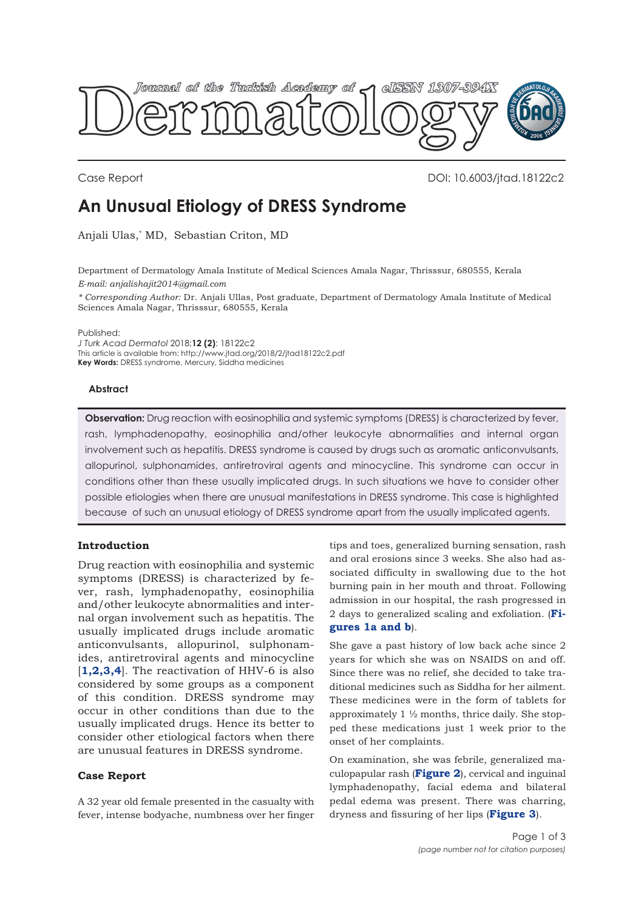Case Report

DOI: 10.6003/jtad.18122c2

# An Unusual Etiology of DRESS Syndrome

Anjali Ulas,* MD, Sebastian Criton, MD

Department of Dermatology Amala Institute of Medical Sciences Amala Nagar, Thrisssur, 680555, Kerala
*E-mail: anjalishajit2014@gmail.com*

*\* Corresponding Author:* Dr. Anjali Ullas, Post graduate, Department of Dermatology Amala Institute of Medical Sciences Amala Nagar, Thrisssur, 680555, Kerala

Published:
*J Turk Acad Dermatol* 2018;**12 (2)**: 18122c2
This article is available from: http://www.jtad.org/2018/2/jtad18122c2.pdf
**Key Words:** DRESS syndrome, Mercury, Siddha medicines

## Abstract

**Observation:** Drug reaction with eosinophilia and systemic symptoms (DRESS) is characterized by fever, rash, lymphadenopathy, eosinophilia and/other leukocyte abnormalities and internal organ involvement such as hepatitis. DRESS syndrome is caused by drugs such as aromatic anticonvulsants, allopurinol, sulphonamides, antiretroviral agents and minocycline. This syndrome can occur in conditions other than these usually implicated drugs. In such situations we have to consider other possible etiologies when there are unusual manifestations in DRESS syndrome. This case is highlighted because of such an unusual etiology of DRESS syndrome apart from the usually implicated agents.

## Introduction

Drug reaction with eosinophilia and systemic symptoms (DRESS) is characterized by fever, rash, lymphadenopathy, eosinophilia and/other leukocyte abnormalities and internal organ involvement such as hepatitis. The usually implicated drugs include aromatic anticonvulsants, allopurinol, sulphonamides, antiretroviral agents and minocycline [**1,2,3,4**]. The reactivation of HHV-6 is also considered by some groups as a component of this condition. DRESS syndrome may occur in other conditions than due to the usually implicated drugs. Hence its better to consider other etiological factors when there are unusual features in DRESS syndrome.

## Case Report

A 32 year old female presented in the casualty with fever, intense bodyache, numbness over her finger tips and toes, generalized burning sensation, rash and oral erosions since 3 weeks. She also had associated difficulty in swallowing due to the hot burning pain in her mouth and throat. Following admission in our hospital, the rash progressed in 2 days to generalized scaling and exfoliation. (**Figures 1a and b**).

She gave a past history of low back ache since 2 years for which she was on NSAIDS on and off. Since there was no relief, she decided to take traditional medicines such as Siddha for her ailment. These medicines were in the form of tablets for approximately 1 ½ months, thrice daily. She stopped these medications just 1 week prior to the onset of her complaints.

On examination, she was febrile, generalized maculopapular rash (**Figure 2**), cervical and inguinal lymphadenopathy, facial edema and bilateral pedal edema was present. There was charring, dryness and fissuring of her lips (**Figure 3**).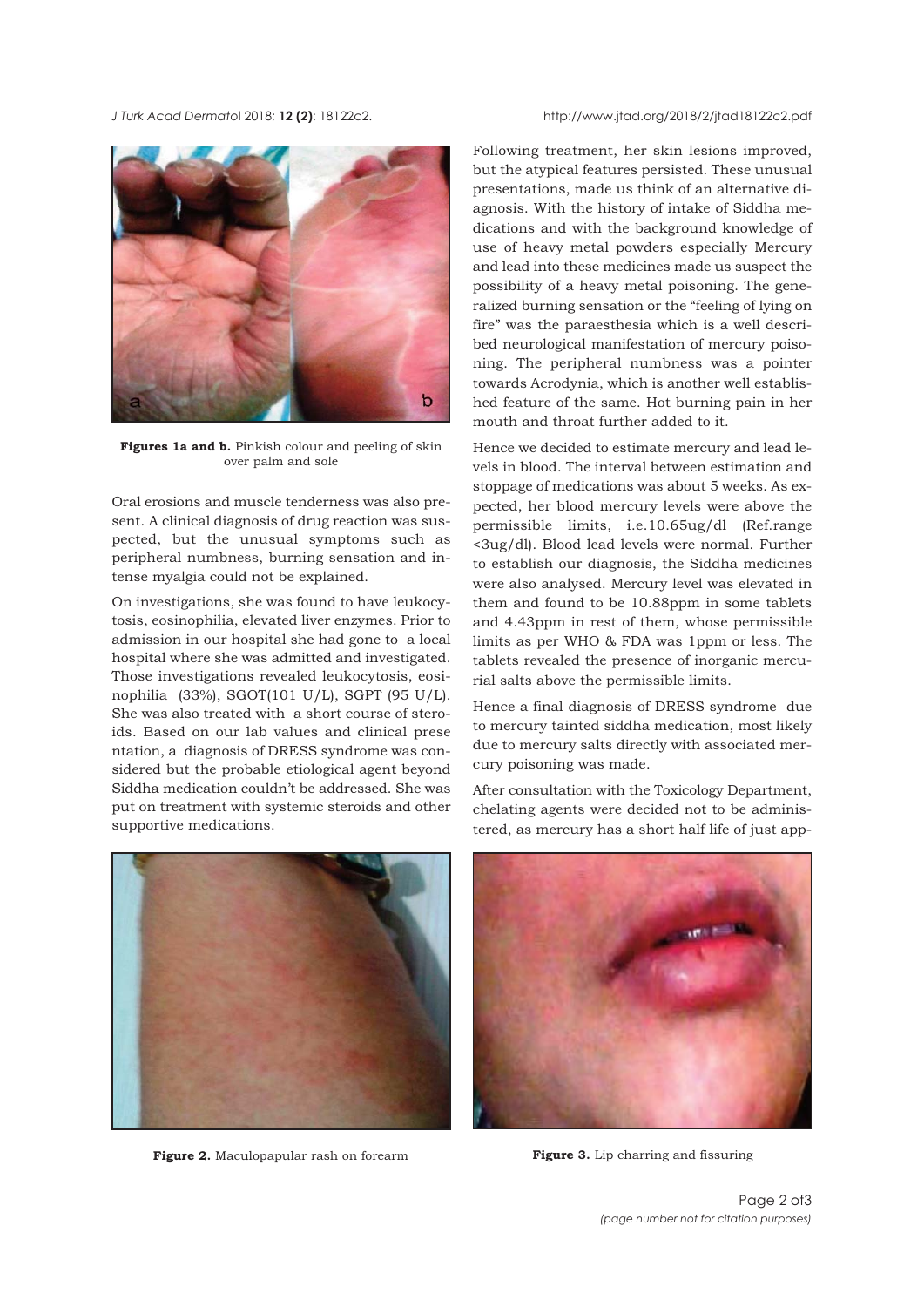**Figures 1a and b.** Pinkish colour and peeling of skin over palm and sole

Oral erosions and muscle tenderness was also present. A clinical diagnosis of drug reaction was suspected, but the unusual symptoms such as peripheral numbness, burning sensation and intense myalgia could not be explained.

On investigations, she was found to have leukocytosis, eosinophilia, elevated liver enzymes. Prior to admission in our hospital she had gone to a local hospital where she was admitted and investigated. Those investigations revealed leukocytosis, eosinophilia (33%), SGOT(101 U/L), SGPT (95 U/L). She was also treated with a short course of steroids. Based on our lab values and clinical presentation, a diagnosis of DRESS syndrome was considered but the probable etiological agent beyond Siddha medication couldn't be addressed. She was put on treatment with systemic steroids and other supportive medications.

Following treatment, her skin lesions improved, but the atypical features persisted. These unusual presentations, made us think of an alternative diagnosis. With the history of intake of Siddha medications and with the background knowledge of use of heavy metal powders especially Mercury and lead into these medicines made us suspect the possibility of a heavy metal poisoning. The generalized burning sensation or the "feeling of lying on fire" was the paraesthesia which is a well described neurological manifestation of mercury poisoning. The peripheral numbness was a pointer towards Acrodynia, which is another well established feature of the same. Hot burning pain in her mouth and throat further added to it.

Hence we decided to estimate mercury and lead levels in blood. The interval between estimation and stoppage of medications was about 5 weeks. As expected, her blood mercury levels were above the permissible limits, i.e.10.65ug/dl (Ref.range <3ug/dl). Blood lead levels were normal. Further to establish our diagnosis, the Siddha medicines were also analysed. Mercury level was elevated in them and found to be 10.88ppm in some tablets and 4.43ppm in rest of them, whose permissible limits as per WHO & FDA was 1ppm or less. The tablets revealed the presence of inorganic mercurial salts above the permissible limits.

Hence a final diagnosis of DRESS syndrome due to mercury tainted siddha medication, most likely due to mercury salts directly with associated mercury poisoning was made.

After consultation with the Toxicology Department, chelating agents were decided not to be administered, as mercury has a short half life of just app-

**Figure 2.** Maculopapular rash on forearm

**Figure 3.** Lip charring and fissuring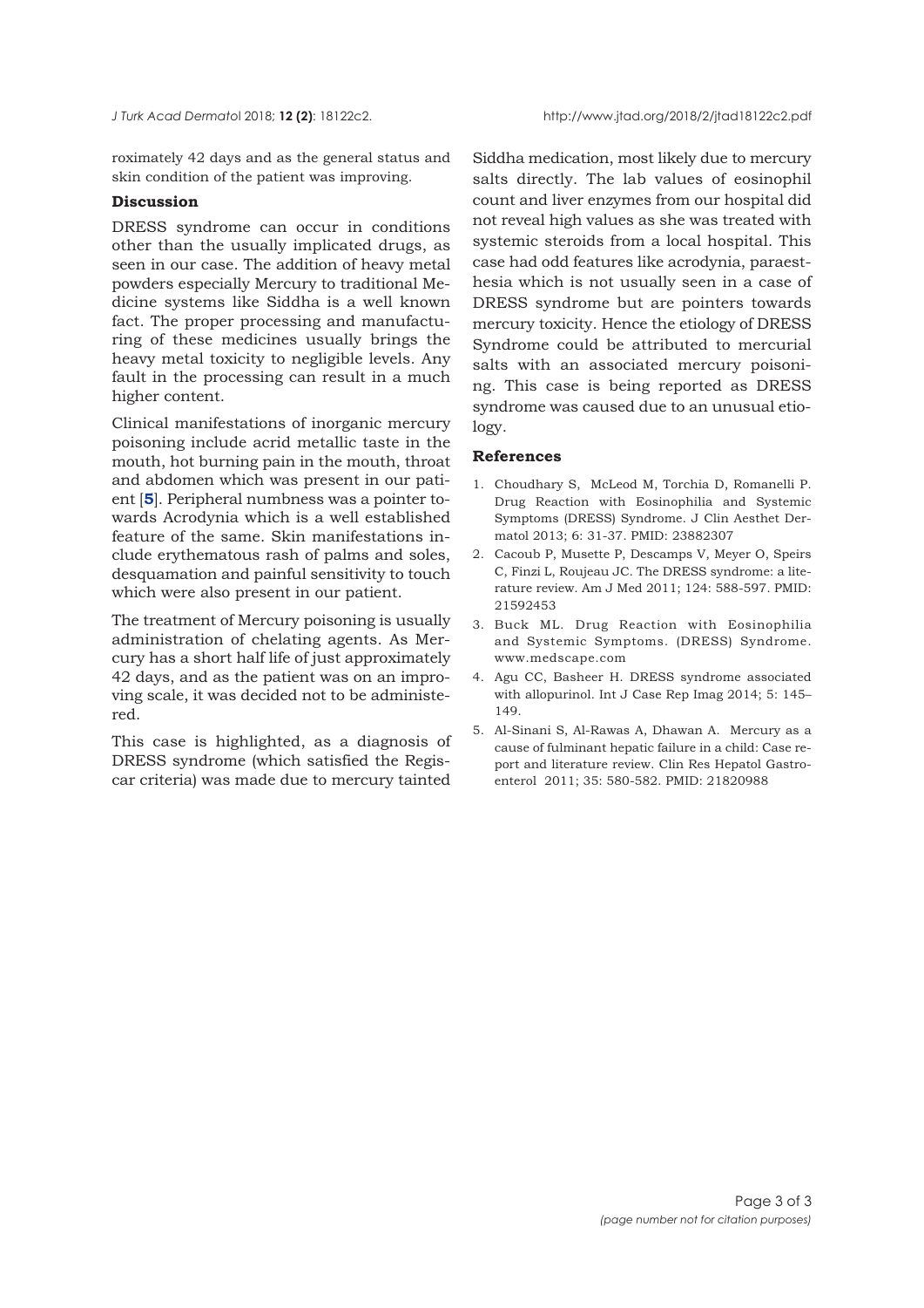roximately 42 days and as the general status and skin condition of the patient was improving.

### Discussion

DRESS syndrome can occur in conditions other than the usually implicated drugs, as seen in our case. The addition of heavy metal powders especially Mercury to traditional Medicine systems like Siddha is a well known fact. The proper processing and manufacturing of these medicines usually brings the heavy metal toxicity to negligible levels. Any fault in the processing can result in a much higher content.

Clinical manifestations of inorganic mercury poisoning include acrid metallic taste in the mouth, hot burning pain in the mouth, throat and abdomen which was present in our patient [5]. Peripheral numbness was a pointer towards Acrodynia which is a well established feature of the same. Skin manifestations include erythematous rash of palms and soles, desquamation and painful sensitivity to touch which were also present in our patient.

The treatment of Mercury poisoning is usually administration of chelating agents. As Mercury has a short half life of just approximately 42 days, and as the patient was on an improving scale, it was decided not to be administered.

This case is highlighted, as a diagnosis of DRESS syndrome (which satisfied the Regiscar criteria) was made due to mercury tainted Siddha medication, most likely due to mercury salts directly. The lab values of eosinophil count and liver enzymes from our hospital did not reveal high values as she was treated with systemic steroids from a local hospital. This case had odd features like acrodynia, paraesthesia which is not usually seen in a case of DRESS syndrome but are pointers towards mercury toxicity. Hence the etiology of DRESS Syndrome could be attributed to mercurial salts with an associated mercury poisoning. This case is being reported as DRESS syndrome was caused due to an unusual etiology.

### References

1. Choudhary S, McLeod M, Torchia D, Romanelli P. Drug Reaction with Eosinophilia and Systemic Symptoms (DRESS) Syndrome. J Clin Aesthet Dermatol 2013; 6: 31-37. PMID: 23882307
2. Cacoub P, Musette P, Descamps V, Meyer O, Speirs C, Finzi L, Roujeau JC. The DRESS syndrome: a literature review. Am J Med 2011; 124: 588-597. PMID: 21592453
3. Buck ML. Drug Reaction with Eosinophilia and Systemic Symptoms. (DRESS) Syndrome. www.medscape.com
4. Agu CC, Basheer H. DRESS syndrome associated with allopurinol. Int J Case Rep Imag 2014; 5: 145–149.
5. Al-Sinani S, Al-Rawas A, Dhawan A. Mercury as a cause of fulminant hepatic failure in a child: Case report and literature review. Clin Res Hepatol Gastroenterol 2011; 35: 580-582. PMID: 21820988